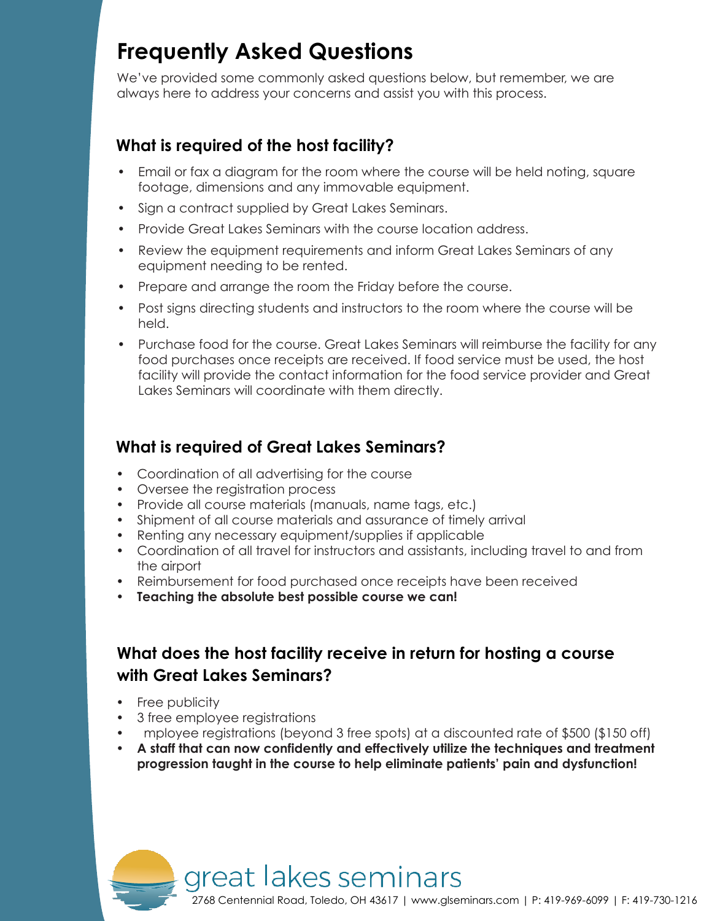# Frequently Asked Questions

We've provided some commonly asked questions below, but remember, we are always here to address your concerns and assist you with this process.

## What is required of the host facility?

- Email or fax a diagram for the room where the course will be held noting, square footage, dimensions and any immovable equipment.
- Sign a contract supplied by Great Lakes Seminars.
- Provide Great Lakes Seminars with the course location address.
- Review the equipment requirements and inform Great Lakes Seminars of any equipment needing to be rented.
- Prepare and arrange the room the Friday before the course.
- Post signs directing students and instructors to the room where the course will be held.
- Purchase food for the course. Great Lakes Seminars will reimburse the facility for any food purchases once receipts are received. If food service must be used, the host facility will provide the contact information for the food service provider and Great Lakes Seminars will coordinate with them directly.

## What is required of Great Lakes Seminars?

- Coordination of all advertising for the course
- Oversee the registration process
- Provide all course materials (manuals, name tags, etc.)
- Shipment of all course materials and assurance of timely arrival
- Renting any necessary equipment/supplies if applicable
- Coordination of all travel for instructors and assistants, including travel to and from the airport
- Reimbursement for food purchased once receipts have been received
- **Teaching the absolute best possible course we can!**

## What does the host facility receive in return for hosting a course with Great Lakes Seminars?

- Free publicity
- 3 free employee registrations
- mployee registrations (beyond 3 free spots) at a discounted rate of $500 ($150 off)
- **A staff that can now confidently and effectively utilize the techniques and treatment progression taught in the course to help eliminate patients' pain and dysfunction!**

great lakes seminars

2768 Centennial Road, Toledo, OH 43617 | www.glseminars.com | P: 419-969-6099 | F: 419-730-1216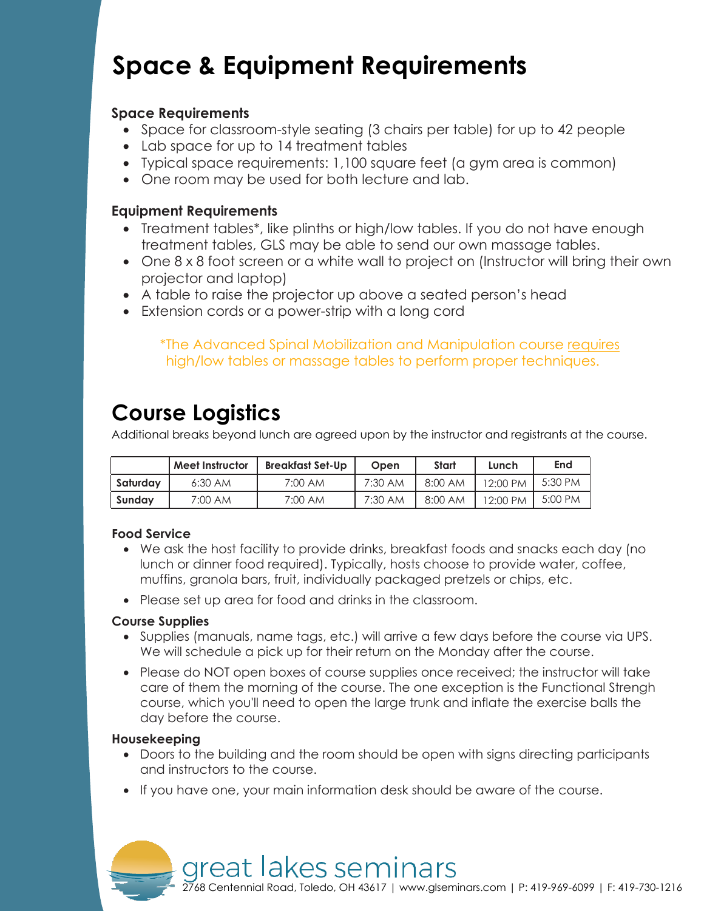# Space & Equipment Requirements

### Space Requirements

- Space for classroom-style seating (3 chairs per table) for up to 42 people
- Lab space for up to 14 treatment tables
- Typical space requirements: 1,100 square feet (a gym area is common)
- One room may be used for both lecture and lab.

### Equipment Requirements

- Treatment tables*, like plinths or high/low tables. If you do not have enough treatment tables, GLS may be able to send our own massage tables.
- One 8 x 8 foot screen or a white wall to project on (Instructor will bring their own projector and laptop)
- A table to raise the projector up above a seated person's head
- Extension cords or a power-strip with a long cord

*The Advanced Spinal Mobilization and Manipulation course requires high/low tables or massage tables to perform proper techniques.

# Course Logistics

Additional breaks beyond lunch are agreed upon by the instructor and registrants at the course.

| | Meet Instructor | Breakfast Set-Up | Open | Start | Lunch | End |
|---|---|---|---|---|---|---|
| Saturday | 6:30 AM | 7:00 AM | 7:30 AM | 8:00 AM | 12:00 PM | 5:30 PM |
| Sunday | 7:00 AM | 7:00 AM | 7:30 AM | 8:00 AM | 12:00 PM | 5:00 PM |

### Food Service

- We ask the host facility to provide drinks, breakfast foods and snacks each day (no lunch or dinner food required). Typically, hosts choose to provide water, coffee, muffins, granola bars, fruit, individually packaged pretzels or chips, etc.
- Please set up area for food and drinks in the classroom.

### Course Supplies

- Supplies (manuals, name tags, etc.) will arrive a few days before the course via UPS. We will schedule a pick up for their return on the Monday after the course.
- Please do NOT open boxes of course supplies once received; the instructor will take care of them the morning of the course. The one exception is the Functional Strengh course, which you'll need to open the large trunk and inflate the exercise balls the day before the course.

### Housekeeping

- Doors to the building and the room should be open with signs directing participants and instructors to the course.
- If you have one, your main information desk should be aware of the course.

great lakes seminars
2768 Centennial Road, Toledo, OH 43617 | www.glseminars.com | P: 419-969-6099 | F: 419-730-1216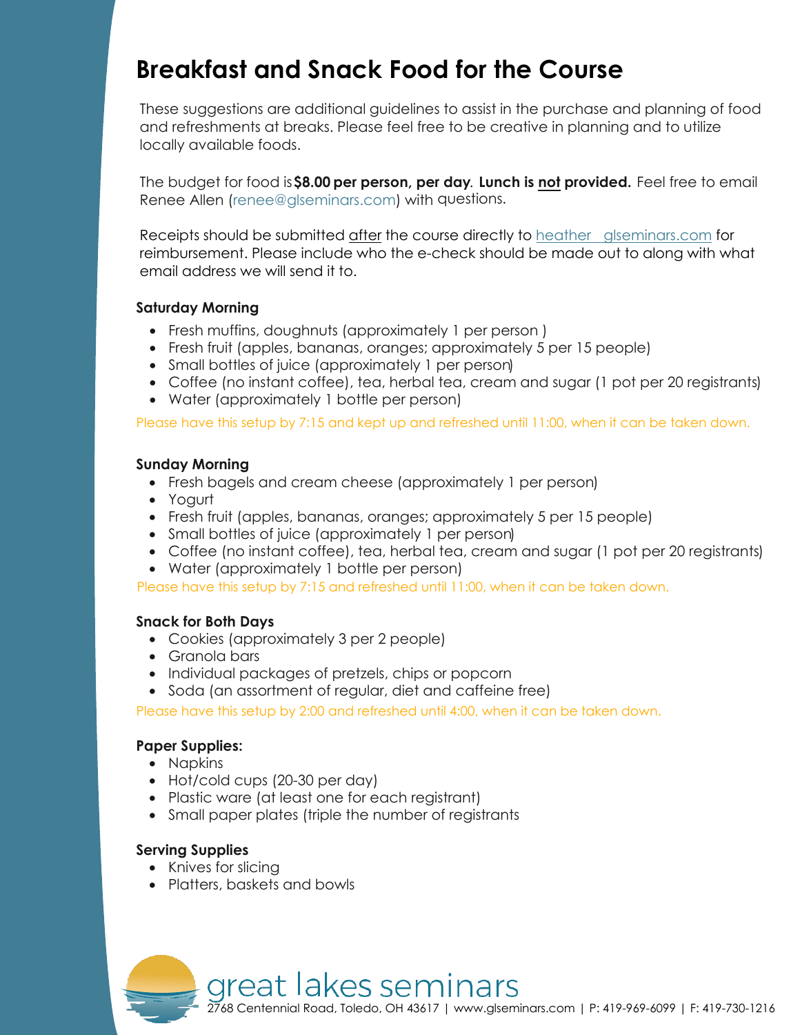# Breakfast and Snack Food for the Course

These suggestions are additional guidelines to assist in the purchase and planning of food and refreshments at breaks. Please feel free to be creative in planning and to utilize locally available foods.

The budget for food is **$8.00 per person, per day**. **Lunch is not provided.** Feel free to email Renee Allen (renee@glseminars.com) with questions.

Receipts should be submitted after the course directly to heather glseminars.com for reimbursement. Please include who the e-check should be made out to along with what email address we will send it to.

### Saturday Morning

- Fresh muffins, doughnuts (approximately 1 per person )
- Fresh fruit (apples, bananas, oranges; approximately 5 per 15 people)
- Small bottles of juice (approximately 1 per person)
- Coffee (no instant coffee), tea, herbal tea, cream and sugar (1 pot per 20 registrants)
- Water (approximately 1 bottle per person)

Please have this setup by 7:15 and kept up and refreshed until 11:00, when it can be taken down.

### Sunday Morning

- Fresh bagels and cream cheese (approximately 1 per person)
- Yogurt
- Fresh fruit (apples, bananas, oranges; approximately 5 per 15 people)
- Small bottles of juice (approximately 1 per person)
- Coffee (no instant coffee), tea, herbal tea, cream and sugar (1 pot per 20 registrants)
- Water (approximately 1 bottle per person)

Please have this setup by 7:15 and refreshed until 11:00, when it can be taken down.

### Snack for Both Days

- Cookies (approximately 3 per 2 people)
- Granola bars
- Individual packages of pretzels, chips or popcorn
- Soda (an assortment of regular, diet and caffeine free)

Please have this setup by 2:00 and refreshed until 4:00, when it can be taken down.

### Paper Supplies:

- Napkins
- Hot/cold cups (20-30 per day)
- Plastic ware (at least one for each registrant)
- Small paper plates (triple the number of registrants

### Serving Supplies

- Knives for slicing
- Platters, baskets and bowls

great lakes seminars
2768 Centennial Road, Toledo, OH 43617 | www.glseminars.com | P: 419-969-6099 | F: 419-730-1216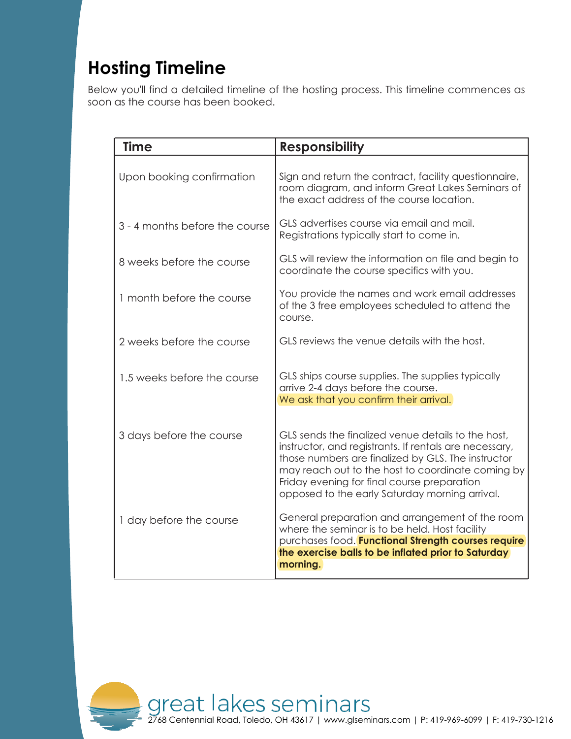# Hosting Timeline

Below you'll find a detailed timeline of the hosting process. This timeline commences as soon as the course has been booked.

| Time | Responsibility |
|---|---|
| Upon booking confirmation | Sign and return the contract, facility questionnaire, room diagram, and inform Great Lakes Seminars of the exact address of the course location. |
| 3 - 4 months before the course | GLS advertises course via email and mail. Registrations typically start to come in. |
| 8 weeks before the course | GLS will review the information on file and begin to coordinate the course specifics with you. |
| 1 month before the course | You provide the names and work email addresses of the 3 free employees scheduled to attend the course. |
| 2 weeks before the course | GLS reviews the venue details with the host. |
| 1.5 weeks before the course | GLS ships course supplies. The supplies typically arrive 2-4 days before the course. We ask that you confirm their arrival. |
| 3 days before the course | GLS sends the finalized venue details to the host, instructor, and registrants. If rentals are necessary, those numbers are finalized by GLS. The instructor may reach out to the host to coordinate coming by Friday evening for final course preparation opposed to the early Saturday morning arrival. |
| 1 day before the course | General preparation and arrangement of the room where the seminar is to be held. Host facility purchases food. **Functional Strength courses require the exercise balls to be inflated prior to Saturday morning.** |

great lakes seminars
2768 Centennial Road, Toledo, OH 43617 | www.glseminars.com | P: 419-969-6099 | F: 419-730-1216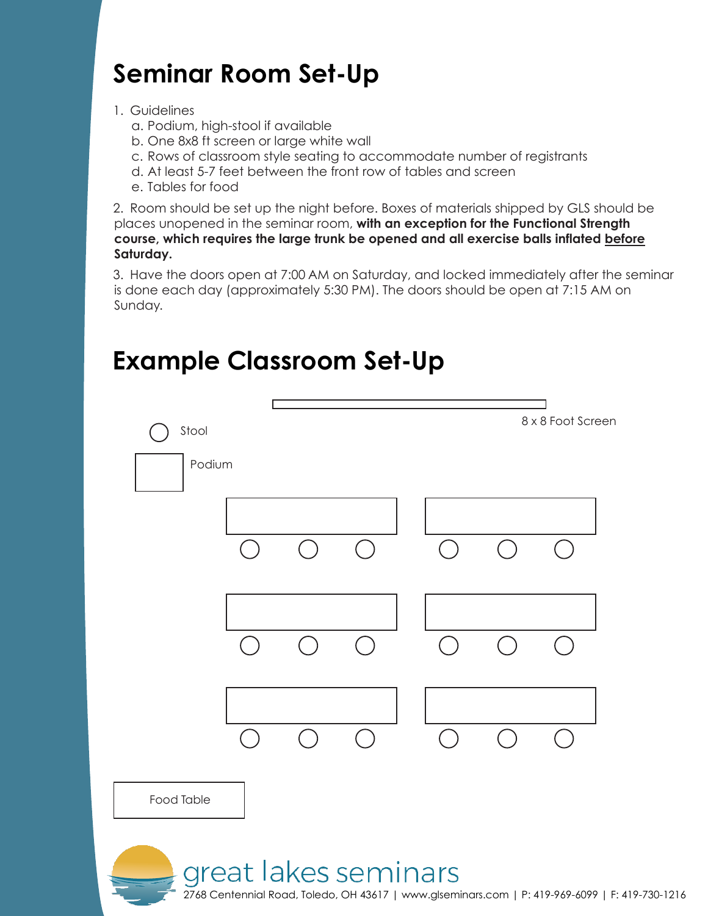# Seminar Room Set-Up

1. Guidelines
   a. Podium, high-stool if available
   b. One 8x8 ft screen or large white wall
   c. Rows of classroom style seating to accommodate number of registrants
   d. At least 5-7 feet between the front row of tables and screen
   e. Tables for food

2. Room should be set up the night before. Boxes of materials shipped by GLS should be places unopened in the seminar room, **with an exception for the Functional Strength course, which requires the large trunk be opened and all exercise balls inflated <u>before</u> Saturday.**

3. Have the doors open at 7:00 AM on Saturday, and locked immediately after the seminar is done each day (approximately 5:30 PM). The doors should be open at 7:15 AM on Sunday.

# Example Classroom Set-Up

8 x 8 Foot Screen

Stool

Podium

Food Table

great lakes seminars

2768 Centennial Road, Toledo, OH 43617 | www.glseminars.com | P: 419-969-6099 | F: 419-730-1216